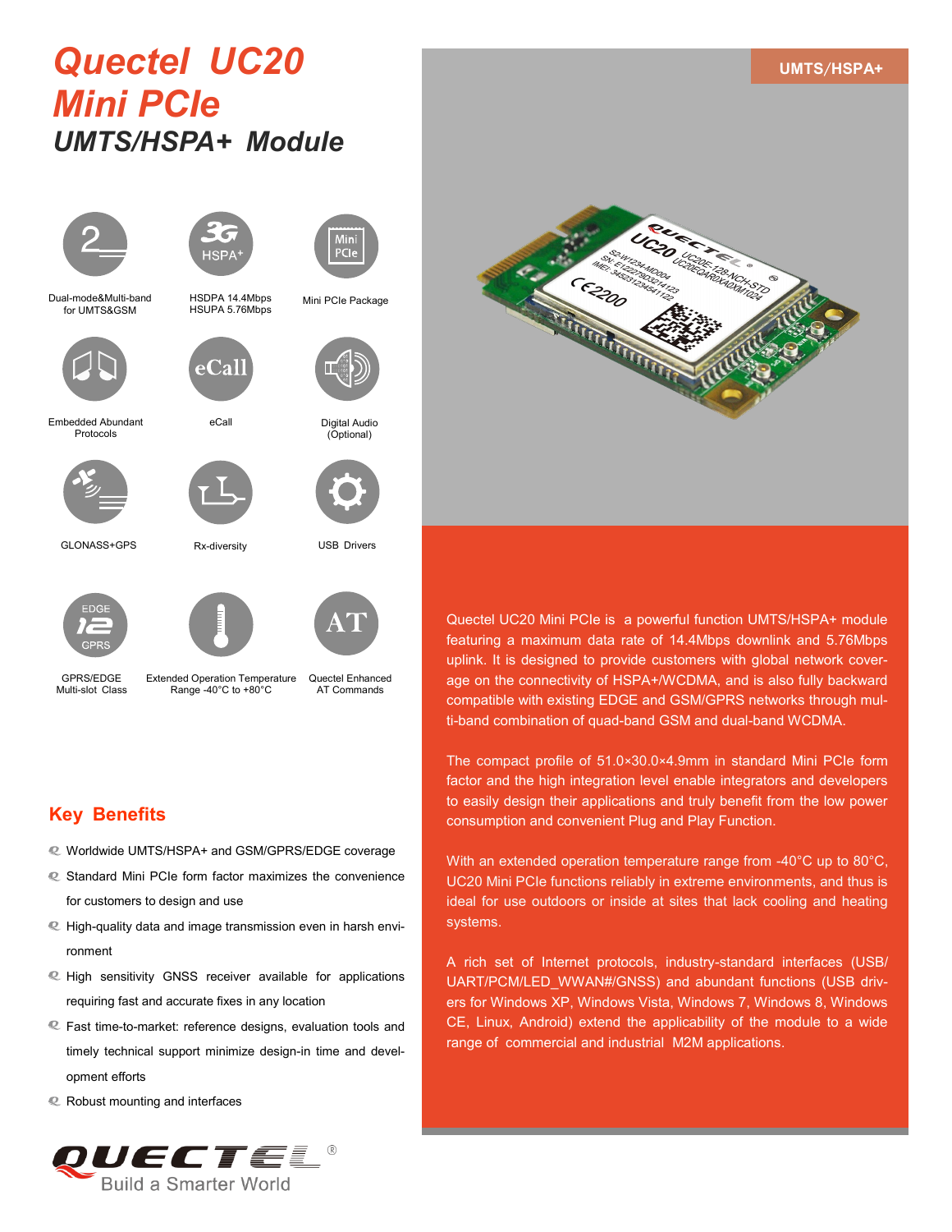# Quectel UC20 Mini PCIe

## UMTS/HSPA+ Module

UMTS/HSPA+

- Dual-mode&Multi-band for UMTS&GSM
- HSDPA 14.4Mbps HSUPA 5.76Mbps
- Mini PCIe Package
- Embedded Abundant Protocols
- eCall
- Digital Audio (Optional)
- GLONASS+GPS
- Rx-diversity
- USB Drivers
- GPRS/EDGE Multi-slot Class
- Extended Operation Temperature Range -40°C to +80°C
- Quectel Enhanced AT Commands

Quectel UC20 Mini PCIe is a powerful function UMTS/HSPA+ module featuring a maximum data rate of 14.4Mbps downlink and 5.76Mbps uplink. It is designed to provide customers with global network coverage on the connectivity of HSPA+/WCDMA, and is also fully backward compatible with existing EDGE and GSM/GPRS networks through multi-band combination of quad-band GSM and dual-band WCDMA.

The compact profile of 51.0×30.0×4.9mm in standard Mini PCIe form factor and the high integration level enable integrators and developers to easily design their applications and truly benefit from the low power consumption and convenient Plug and Play Function.

With an extended operation temperature range from -40°C up to 80°C, UC20 Mini PCIe functions reliably in extreme environments, and thus is ideal for use outdoors or inside at sites that lack cooling and heating systems.

A rich set of Internet protocols, industry-standard interfaces (USB/UART/PCM/LED_WWAN#/GNSS) and abundant functions (USB drivers for Windows XP, Windows Vista, Windows 7, Windows 8, Windows CE, Linux, Android) extend the applicability of the module to a wide range of commercial and industrial M2M applications.

## Key Benefits

- Worldwide UMTS/HSPA+ and GSM/GPRS/EDGE coverage
- Standard Mini PCIe form factor maximizes the convenience for customers to design and use
- High-quality data and image transmission even in harsh environment
- High sensitivity GNSS receiver available for applications requiring fast and accurate fixes in any location
- Fast time-to-market: reference designs, evaluation tools and timely technical support minimize design-in time and development efforts
- Robust mounting and interfaces

QUECTEL®
Build a Smarter World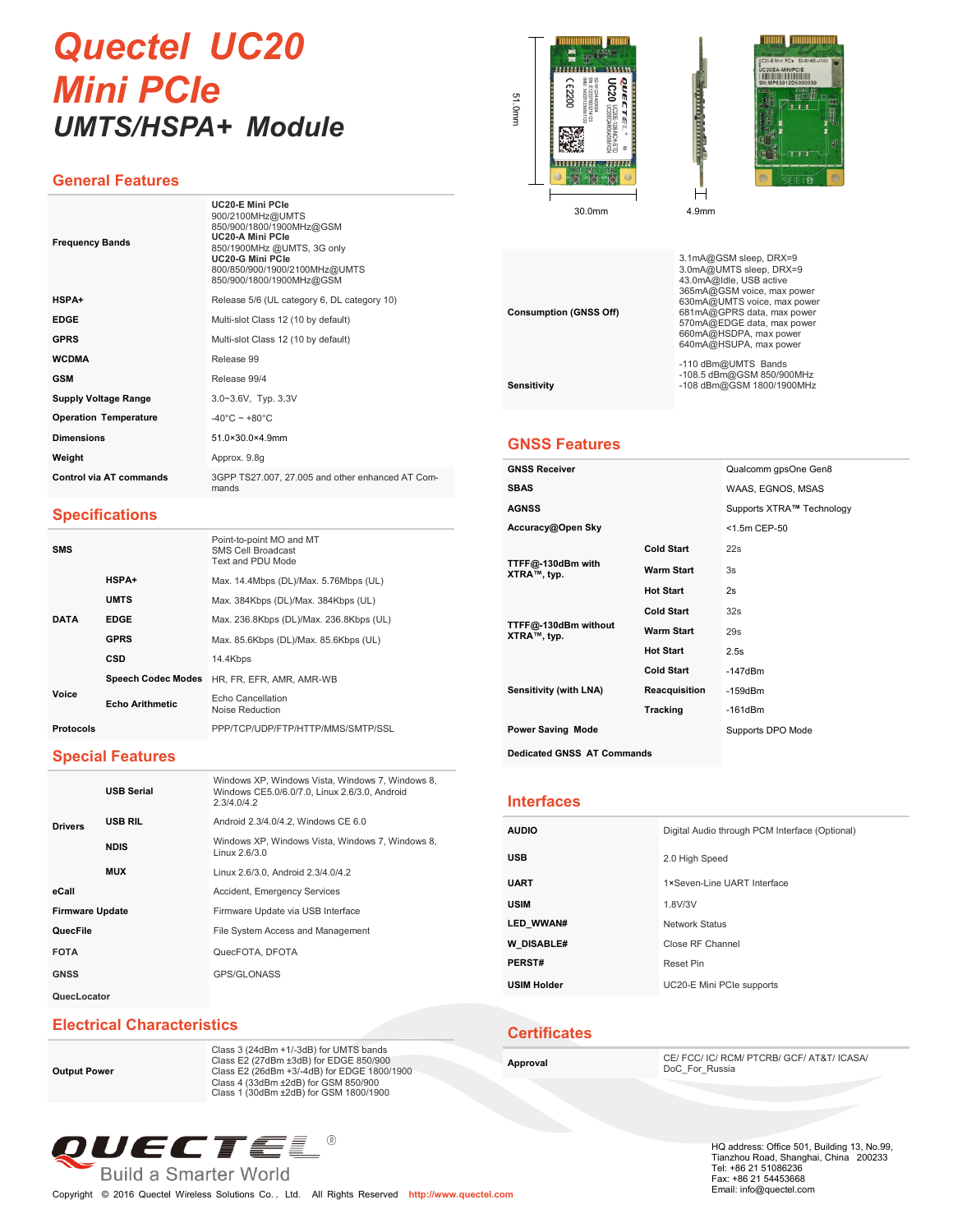# Quectel UC20 Mini PCIe

## UMTS/HSPA+ Module

51.0mm

30.0mm

4.9mm

## General Features

| | |
|---|---|
| **Frequency Bands** | **UC20-E Mini PCIe** 900/2100MHz@UMTS 850/900/1800/1900MHz@GSM **UC20-A Mini PCIe** 850/1900MHz @UMTS, 3G only **UC20-G Mini PCIe** 800/850/900/1900/2100MHz@UMTS 850/900/1800/1900MHz@GSM |
| **HSPA+** | Release 5/6 (UL category 6, DL category 10) |
| **EDGE** | Multi-slot Class 12 (10 by default) |
| **GPRS** | Multi-slot Class 12 (10 by default) |
| **WCDMA** | Release 99 |
| **GSM** | Release 99/4 |
| **Supply Voltage Range** | 3.0~3.6V, Typ. 3.3V |
| **Operation Temperature** | -40°C ~ +80°C |
| **Dimensions** | 51.0×30.0×4.9mm |
| **Weight** | Approx. 9.8g |
| **Control via AT commands** | 3GPP TS27.007, 27.005 and other enhanced AT Commands |

## Specifications

| | | |
|---|---|---|
| **SMS** | | Point-to-point MO and MT SMS Cell Broadcast Text and PDU Mode |
| **DATA** | **HSPA+** | Max. 14.4Mbps (DL)/Max. 5.76Mbps (UL) |
| | **UMTS** | Max. 384Kbps (DL)/Max. 384Kbps (UL) |
| | **EDGE** | Max. 236.8Kbps (DL)/Max. 236.8Kbps (UL) |
| | **GPRS** | Max. 85.6Kbps (DL)/Max. 85.6Kbps (UL) |
| | **CSD** | 14.4Kbps |
| **Voice** | **Speech Codec Modes** | HR, FR, EFR, AMR, AMR-WB |
| | **Echo Arithmetic** | Echo Cancellation Noise Reduction |
| **Protocols** | | PPP/TCP/UDP/FTP/HTTP/MMS/SMTP/SSL |

## Special Features

| | | |
|---|---|---|
| **Drivers** | **USB Serial** | Windows XP, Windows Vista, Windows 7, Windows 8, Windows CE5.0/6.0/7.0, Linux 2.6/3.0, Android 2.3/4.0/4.2 |
| | **USB RIL** | Android 2.3/4.0/4.2, Windows CE 6.0 |
| | **NDIS** | Windows XP, Windows Vista, Windows 7, Windows 8, Linux 2.6/3.0 |
| | **MUX** | Linux 2.6/3.0, Android 2.3/4.0/4.2 |
| **eCall** | | Accident, Emergency Services |
| **Firmware Update** | | Firmware Update via USB Interface |
| **QuecFile** | | File System Access and Management |
| **FOTA** | | QuecFOTA, DFOTA |
| **GNSS** | | GPS/GLONASS |
| **QuecLocator** | | |

## Electrical Characteristics

| | |
|---|---|
| **Output Power** | Class 3 (24dBm +1/-3dB) for UMTS bands Class E2 (27dBm ±3dB) for EDGE 850/900 Class E2 (26dBm +3/-4dB) for EDGE 1800/1900 Class 4 (33dBm ±2dB) for GSM 850/900 Class 1 (30dBm ±2dB) for GSM 1800/1900 |
| **Consumption (GNSS Off)** | 3.1mA@GSM sleep, DRX=9 3.0mA@UMTS sleep, DRX=9 43.0mA@Idle, USB active 365mA@GSM voice, max power 630mA@UMTS voice, max power 681mA@GPRS data, max power 570mA@EDGE data, max power 660mA@HSDPA, max power 640mA@HSUPA, max power |
| **Sensitivity** | -110 dBm@UMTS Bands -108.5 dBm@GSM 850/900MHz -108 dBm@GSM 1800/1900MHz |

## GNSS Features

| | | |
|---|---|---|
| **GNSS Receiver** | | Qualcomm gpsOne Gen8 |
| **SBAS** | | WAAS, EGNOS, MSAS |
| **AGNSS** | | Supports XTRA™ Technology |
| **Accuracy@Open Sky** | | <1.5m CEP-50 |
| **TTFF@-130dBm with XTRA™, typ.** | **Cold Start** | 22s |
| | **Warm Start** | 3s |
| | **Hot Start** | 2s |
| **TTFF@-130dBm without XTRA™, typ.** | **Cold Start** | 32s |
| | **Warm Start** | 29s |
| | **Hot Start** | 2.5s |
| **Sensitivity (with LNA)** | **Cold Start** | -147dBm |
| | **Reacquisition** | -159dBm |
| | **Tracking** | -161dBm |
| **Power Saving Mode** | | Supports DPO Mode |
| **Dedicated GNSS AT Commands** | | |

## Interfaces

| | |
|---|---|
| **AUDIO** | Digital Audio through PCM Interface (Optional) |
| **USB** | 2.0 High Speed |
| **UART** | 1×Seven-Line UART Interface |
| **USIM** | 1.8V/3V |
| **LED_WWAN#** | Network Status |
| **W_DISABLE#** | Close RF Channel |
| **PERST#** | Reset Pin |
| **USIM Holder** | UC20-E Mini PCIe supports |

## Certificates

| | |
|---|---|
| **Approval** | CE/ FCC/ IC/ RCM/ PTCRB/ GCF/ AT&T/ ICASA/ DoC_For_Russia |

QUECTEL®

Build a Smarter World

Copyright © 2016 Quectel Wireless Solutions Co., Ltd. All Rights Reserved http://www.quectel.com

HQ address: Office 501, Building 13, No.99, Tianzhou Road, Shanghai, China 200233
Tel: +86 21 51086236
Fax: +86 21 54453668
Email: info@quectel.com